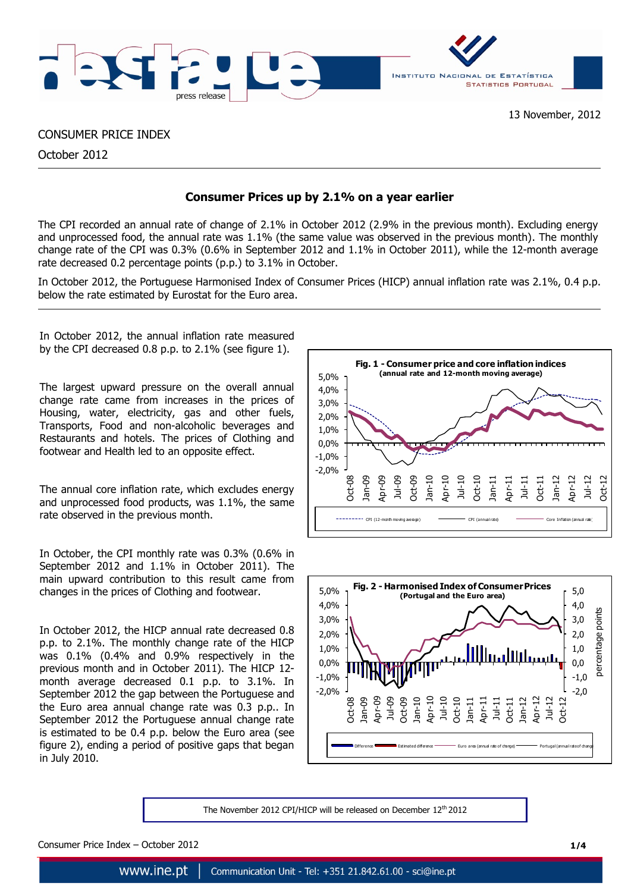13 November, 2012

CONSUMER PRICE INDEX

October 2012

## Consumer Prices up by 2.1% on a year earlier

The CPI recorded an annual rate of change of 2.1% in October 2012 (2.9% in the previous month). Excluding energy and unprocessed food, the annual rate was 1.1% (the same value was observed in the previous month). The monthly change rate of the CPI was 0.3% (0.6% in September 2012 and 1.1% in October 2011), while the 12-month average rate decreased 0.2 percentage points (p.p.) to 3.1% in October.

In October 2012, the Portuguese Harmonised Index of Consumer Prices (HICP) annual inflation rate was 2.1%, 0.4 p.p. below the rate estimated by Eurostat for the Euro area.

---

In October 2012, the annual inflation rate measured by the CPI decreased 0.8 p.p. to 2.1% (see figure 1).

The largest upward pressure on the overall annual change rate came from increases in the prices of Housing, water, electricity, gas and other fuels, Transports, Food and non-alcoholic beverages and Restaurants and hotels. The prices of Clothing and footwear and Health led to an opposite effect.

The annual core inflation rate, which excludes energy and unprocessed food products, was 1.1%, the same rate observed in the previous month.

In October, the CPI monthly rate was 0.3% (0.6% in September 2012 and 1.1% in October 2011). The main upward contribution to this result came from changes in the prices of Clothing and footwear.

In October 2012, the HICP annual rate decreased 0.8 p.p. to 2.1%. The monthly change rate of the HICP was 0.1% (0.4% and 0.9% respectively in the previous month and in October 2011). The HICP 12-month average decreased 0.1 p.p. to 3.1%. In September 2012 the gap between the Portuguese and the Euro area annual change rate was 0.3 p.p.. In September 2012 the Portuguese annual change rate is estimated to be 0.4 p.p. below the Euro area (see figure 2), ending a period of positive gaps that began in July 2010.

**Fig. 1 - Consumer price and core inflation indices** (annual rate and 12-month moving average)

**Fig. 2 - Harmonised Index of Consumer Prices** (Portugal and the Euro area)

The November 2012 CPI/HICP will be released on December 12th 2012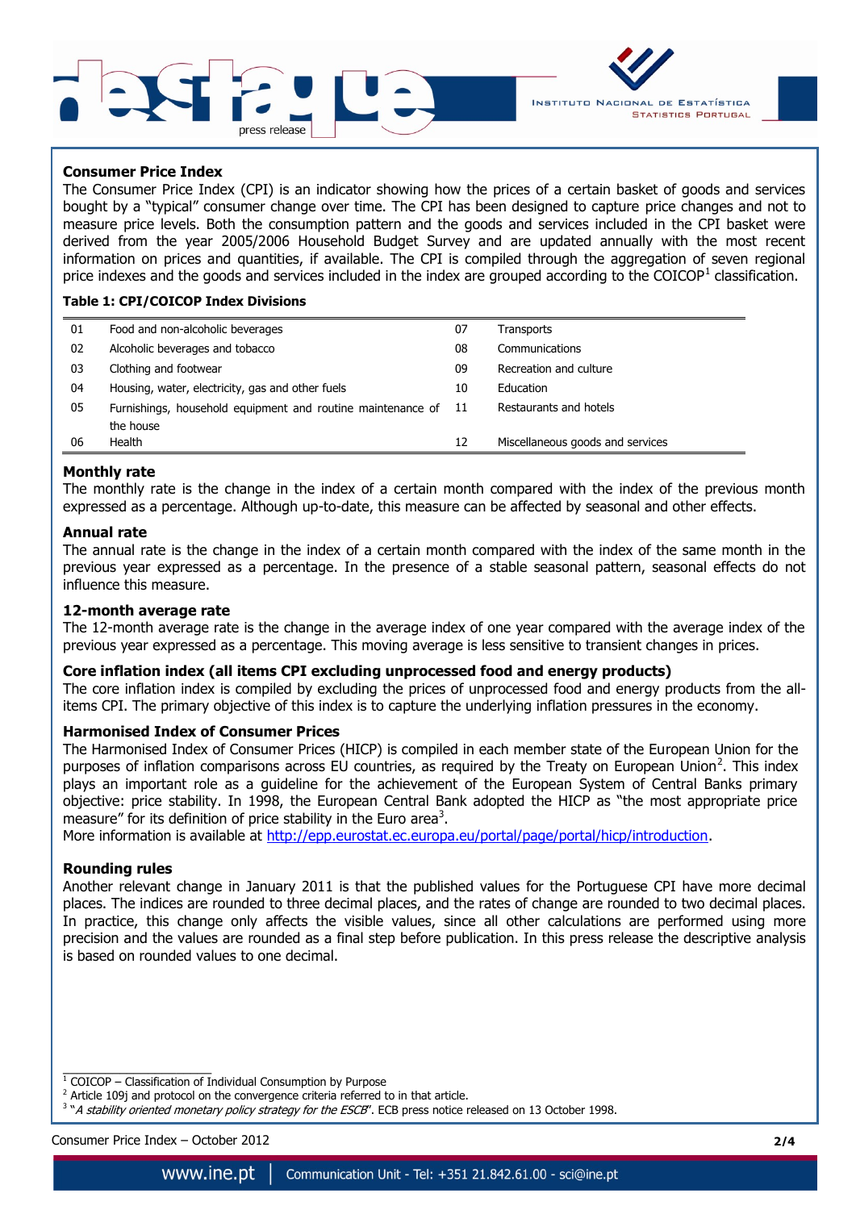## Consumer Price Index

The Consumer Price Index (CPI) is an indicator showing how the prices of a certain basket of goods and services bought by a "typical" consumer change over time. The CPI has been designed to capture price changes and not to measure price levels. Both the consumption pattern and the goods and services included in the CPI basket were derived from the year 2005/2006 Household Budget Survey and are updated annually with the most recent information on prices and quantities, if available. The CPI is compiled through the aggregation of seven regional price indexes and the goods and services included in the index are grouped according to the COICOP[1] classification.

**Table 1: CPI/COICOP Index Divisions**

| | | | |
|---|---|---|---|
| 01 | Food and non-alcoholic beverages | 07 | Transports |
| 02 | Alcoholic beverages and tobacco | 08 | Communications |
| 03 | Clothing and footwear | 09 | Recreation and culture |
| 04 | Housing, water, electricity, gas and other fuels | 10 | Education |
| 05 | Furnishings, household equipment and routine maintenance of the house | 11 | Restaurants and hotels |
| 06 | Health | 12 | Miscellaneous goods and services |

### Monthly rate

The monthly rate is the change in the index of a certain month compared with the index of the previous month expressed as a percentage. Although up-to-date, this measure can be affected by seasonal and other effects.

### Annual rate

The annual rate is the change in the index of a certain month compared with the index of the same month in the previous year expressed as a percentage. In the presence of a stable seasonal pattern, seasonal effects do not influence this measure.

### 12-month average rate

The 12-month average rate is the change in the average index of one year compared with the average index of the previous year expressed as a percentage. This moving average is less sensitive to transient changes in prices.

### Core inflation index (all items CPI excluding unprocessed food and energy products)

The core inflation index is compiled by excluding the prices of unprocessed food and energy products from the all-items CPI. The primary objective of this index is to capture the underlying inflation pressures in the economy.

### Harmonised Index of Consumer Prices

The Harmonised Index of Consumer Prices (HICP) is compiled in each member state of the European Union for the purposes of inflation comparisons across EU countries, as required by the Treaty on European Union[2]. This index plays an important role as a guideline for the achievement of the European System of Central Banks primary objective: price stability. In 1998, the European Central Bank adopted the HICP as "the most appropriate price measure" for its definition of price stability in the Euro area[3].

More information is available at http://epp.eurostat.ec.europa.eu/portal/page/portal/hicp/introduction.

### Rounding rules

Another relevant change in January 2011 is that the published values for the Portuguese CPI have more decimal places. The indices are rounded to three decimal places, and the rates of change are rounded to two decimal places. In practice, this change only affects the visible values, since all other calculations are performed using more precision and the values are rounded as a final step before publication. In this press release the descriptive analysis is based on rounded values to one decimal.

---

[1] COICOP – Classification of Individual Consumption by Purpose

[2] Article 109j and protocol on the convergence criteria referred to in that article.

[3] "*A stability oriented monetary policy strategy for the ESCB*". ECB press notice released on 13 October 1998.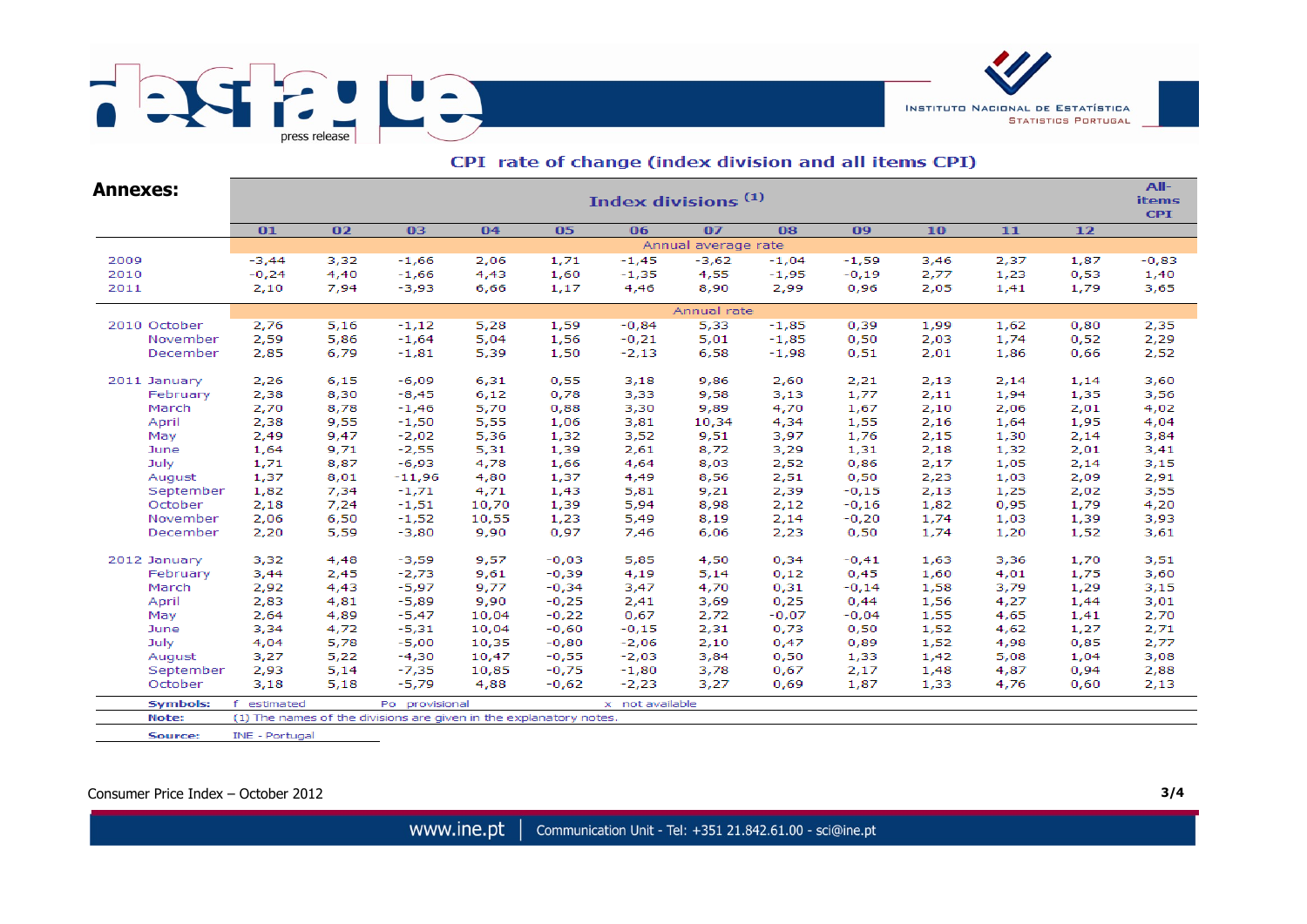## CPI rate of change (index division and all items CPI)

**Annexes:**

| | Index divisions (1) | | | | | | | | | | | | All-items CPI |
|---|---|---|---|---|---|---|---|---|---|---|---|---|---|
| | 01 | 02 | 03 | 04 | 05 | 06 | 07 | 08 | 09 | 10 | 11 | 12 | |
| | Annual average rate | | | | | | | | | | | | |
| 2009 | -3,44 | 3,32 | -1,66 | 2,06 | 1,71 | -1,45 | -3,62 | -1,04 | -1,59 | 3,46 | 2,37 | 1,87 | -0,83 |
| 2010 | -0,24 | 4,40 | -1,66 | 4,43 | 1,60 | -1,35 | 4,55 | -1,95 | -0,19 | 2,77 | 1,23 | 0,53 | 1,40 |
| 2011 | 2,10 | 7,94 | -3,93 | 6,66 | 1,17 | 4,46 | 8,90 | 2,99 | 0,96 | 2,05 | 1,41 | 1,79 | 3,65 |
| | Annual rate | | | | | | | | | | | | |
| 2010 October | 2,76 | 5,16 | -1,12 | 5,28 | 1,59 | -0,84 | 5,33 | -1,85 | 0,39 | 1,99 | 1,62 | 0,80 | 2,35 |
| November | 2,59 | 5,86 | -1,64 | 5,04 | 1,56 | -0,21 | 5,01 | -1,85 | 0,50 | 2,03 | 1,74 | 0,52 | 2,29 |
| December | 2,85 | 6,79 | -1,81 | 5,39 | 1,50 | -2,13 | 6,58 | -1,98 | 0,51 | 2,01 | 1,86 | 0,66 | 2,52 |
| 2011 January | 2,26 | 6,15 | -6,09 | 6,31 | 0,55 | 3,18 | 9,86 | 2,60 | 2,21 | 2,13 | 2,14 | 1,14 | 3,60 |
| February | 2,38 | 8,30 | -8,45 | 6,12 | 0,78 | 3,33 | 9,58 | 3,13 | 1,77 | 2,11 | 1,94 | 1,35 | 3,56 |
| March | 2,70 | 8,78 | -1,46 | 5,70 | 0,88 | 3,30 | 9,89 | 4,70 | 1,67 | 2,10 | 2,06 | 2,01 | 4,02 |
| April | 2,38 | 9,55 | -1,50 | 5,55 | 1,06 | 3,81 | 10,34 | 4,34 | 1,55 | 2,16 | 1,64 | 1,95 | 4,04 |
| May | 2,49 | 9,47 | -2,02 | 5,36 | 1,32 | 3,52 | 9,51 | 3,97 | 1,76 | 2,15 | 1,30 | 2,14 | 3,84 |
| June | 1,64 | 9,71 | -2,55 | 5,31 | 1,39 | 2,61 | 8,72 | 3,29 | 1,31 | 2,18 | 1,32 | 2,01 | 3,41 |
| July | 1,71 | 8,87 | -6,93 | 4,78 | 1,66 | 4,64 | 8,03 | 2,52 | 0,86 | 2,17 | 1,05 | 2,14 | 3,15 |
| August | 1,37 | 8,01 | -11,96 | 4,80 | 1,37 | 4,49 | 8,56 | 2,51 | 0,50 | 2,23 | 1,03 | 2,09 | 2,91 |
| September | 1,82 | 7,34 | -1,71 | 4,71 | 1,43 | 5,81 | 9,21 | 2,39 | -0,15 | 2,13 | 1,25 | 2,02 | 3,55 |
| October | 2,18 | 7,24 | -1,51 | 10,70 | 1,39 | 5,94 | 8,98 | 2,12 | -0,16 | 1,82 | 0,95 | 1,79 | 4,20 |
| November | 2,06 | 6,50 | -1,52 | 10,55 | 1,23 | 5,49 | 8,19 | 2,14 | -0,20 | 1,74 | 1,03 | 1,39 | 3,93 |
| December | 2,20 | 5,59 | -3,80 | 9,90 | 0,97 | 7,46 | 6,06 | 2,23 | 0,50 | 1,74 | 1,20 | 1,52 | 3,61 |
| 2012 January | 3,32 | 4,48 | -3,59 | 9,57 | -0,03 | 5,85 | 4,50 | 0,34 | -0,41 | 1,63 | 3,36 | 1,70 | 3,51 |
| February | 3,44 | 2,45 | -2,73 | 9,61 | -0,39 | 4,19 | 5,14 | 0,12 | 0,45 | 1,60 | 4,01 | 1,75 | 3,60 |
| March | 2,92 | 4,43 | -5,97 | 9,77 | -0,34 | 3,47 | 4,70 | 0,31 | -0,14 | 1,58 | 3,79 | 1,29 | 3,15 |
| April | 2,83 | 4,81 | -5,89 | 9,90 | -0,25 | 2,41 | 3,69 | 0,25 | 0,44 | 1,56 | 4,27 | 1,44 | 3,01 |
| May | 2,64 | 4,89 | -5,47 | 10,04 | -0,22 | 0,67 | 2,72 | -0,07 | -0,04 | 1,55 | 4,65 | 1,41 | 2,70 |
| June | 3,34 | 4,72 | -5,31 | 10,04 | -0,60 | -0,15 | 2,31 | 0,73 | 0,50 | 1,52 | 4,62 | 1,27 | 2,71 |
| July | 4,04 | 5,78 | -5,00 | 10,35 | -0,80 | -2,06 | 2,10 | 0,47 | 0,89 | 1,52 | 4,98 | 0,85 | 2,77 |
| August | 3,27 | 5,22 | -4,30 | 10,47 | -0,55 | -2,03 | 3,84 | 0,50 | 1,33 | 1,42 | 5,08 | 1,04 | 3,08 |
| September | 2,93 | 5,14 | -7,35 | 10,85 | -0,75 | -1,80 | 3,78 | 0,67 | 2,17 | 1,48 | 4,87 | 0,94 | 2,88 |
| October | 3,18 | 5,18 | -5,79 | 4,88 | -0,62 | -2,23 | 3,27 | 0,69 | 1,87 | 1,33 | 4,76 | 0,60 | 2,13 |

**Symbols:** f estimated Po provisional x not available

**Note:** (1) The names of the divisions are given in the explanatory notes.

**Source:** INE - Portugal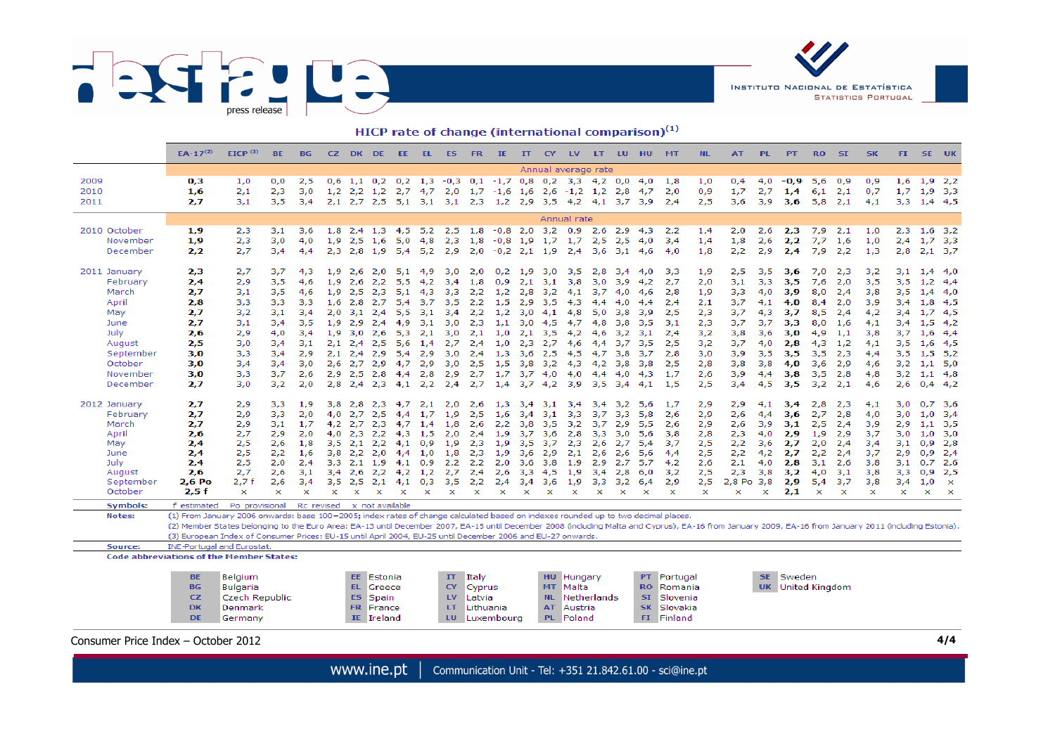## HICP rate of change (international comparison)[1]

| | EA-17[2] | EICP[3] | BE | BG | CZ | DK | DE | EE | EL | ES | FR | IE | IT | CY | LV | LT | LU | HU | MT | NL | AT | PL | PT | RO | SI | SK | FI | SE | UK |
|---|---|---|---|---|---|---|---|---|---|---|---|---|---|---|---|---|---|---|---|---|---|---|---|---|---|---|---|---|---|
| | Annual average rate | | | | | | | | | | | | | | | | | | | | | | | | | | | | |
| 2009 | **0,3** | 1,0 | 0,0 | 2,5 | 0,6 | 1,1 | 0,2 | 0,2 | 1,3 | -0,3 | 0,1 | -1,7 | 0,8 | 0,2 | 3,3 | 4,2 | 0,0 | 4,0 | 1,8 | 1,0 | 0,4 | 4,0 | **-0,9** | 5,6 | 0,9 | 0,9 | 1,6 | 1,9 | 2,2 |
| 2010 | **1,6** | 2,1 | 2,3 | 3,0 | 1,2 | 2,2 | 1,2 | 2,7 | 4,7 | 2,0 | 1,7 | -1,6 | 1,6 | 2,6 | -1,2 | 1,2 | 2,8 | 4,7 | 2,0 | 0,9 | 1,7 | 2,7 | **1,4** | 6,1 | 2,1 | 0,7 | 1,7 | 1,9 | 3,3 |
| 2011 | **2,7** | 3,1 | 3,5 | 3,4 | 2,1 | 2,7 | 2,5 | 5,1 | 3,1 | 3,1 | 2,3 | 1,2 | 2,9 | 3,5 | 4,2 | 4,1 | 3,7 | 3,9 | 2,4 | 2,5 | 3,6 | 3,9 | **3,6** | 5,8 | 2,1 | 4,1 | 3,3 | 1,4 | 4,5 |
| | Annual rate | | | | | | | | | | | | | | | | | | | | | | | | | | | | |
| 2010 October | **1,9** | 2,3 | 3,1 | 3,6 | 1,8 | 2,4 | 1,3 | 4,5 | 5,2 | 2,5 | 1,8 | -0,8 | 2,0 | 3,2 | 0,9 | 2,6 | 2,9 | 4,3 | 2,2 | 1,4 | 2,0 | 2,6 | **2,3** | 7,9 | 2,1 | 1,0 | 2,3 | 1,6 | 3,2 |
| November | **1,9** | 2,3 | 3,0 | 4,0 | 1,9 | 2,5 | 1,6 | 5,0 | 4,8 | 2,3 | 1,8 | -0,8 | 1,9 | 1,7 | 1,7 | 2,5 | 2,5 | 4,0 | 3,4 | 1,4 | 1,8 | 2,6 | **2,2** | 7,7 | 1,6 | 1,0 | 2,4 | 1,7 | 3,3 |
| December | **2,2** | 2,7 | 3,4 | 4,4 | 2,3 | 2,8 | 1,9 | 5,4 | 5,2 | 2,9 | 2,0 | -0,2 | 2,1 | 1,9 | 2,4 | 3,6 | 3,1 | 4,6 | 4,0 | 1,8 | 2,2 | 2,9 | **2,4** | 7,9 | 2,2 | 1,3 | 2,8 | 2,1 | 3,7 |
| 2011 January | **2,3** | 2,7 | 3,7 | 4,3 | 1,9 | 2,6 | 2,0 | 5,1 | 4,9 | 3,0 | 2,0 | 0,2 | 1,9 | 3,0 | 3,5 | 2,8 | 3,4 | 4,0 | 3,3 | 1,9 | 2,5 | 3,5 | **3,6** | 7,0 | 2,3 | 3,2 | 3,1 | 1,4 | 4,0 |
| February | **2,4** | 2,9 | 3,5 | 4,6 | 1,9 | 2,6 | 2,2 | 5,5 | 4,2 | 3,4 | 1,8 | 0,9 | 2,1 | 3,1 | 3,8 | 3,0 | 3,9 | 4,2 | 2,7 | 2,0 | 3,1 | 3,3 | **3,5** | 7,6 | 2,0 | 3,5 | 3,5 | 1,2 | 4,4 |
| March | **2,7** | 3,1 | 3,5 | 4,6 | 1,9 | 2,5 | 2,3 | 5,1 | 4,3 | 3,3 | 2,2 | 1,2 | 2,8 | 3,2 | 4,1 | 3,7 | 4,0 | 4,6 | 2,8 | 1,9 | 3,3 | 4,0 | **3,9** | 8,0 | 2,4 | 3,8 | 3,5 | 1,4 | 4,0 |
| April | **2,8** | 3,3 | 3,3 | 3,3 | 1,6 | 2,8 | 2,7 | 5,4 | 3,7 | 3,5 | 2,2 | 1,5 | 2,9 | 3,5 | 4,3 | 4,4 | 4,0 | 4,4 | 2,4 | 2,1 | 3,7 | 4,1 | **4,0** | 8,4 | 2,0 | 3,9 | 3,4 | 1,8 | 4,5 |
| May | **2,7** | 3,2 | 3,1 | 3,4 | 2,0 | 3,1 | 2,4 | 5,5 | 3,1 | 3,4 | 2,2 | 1,2 | 3,0 | 4,1 | 4,8 | 5,0 | 3,8 | 3,9 | 2,5 | 2,3 | 3,7 | 4,3 | **3,7** | 8,5 | 2,4 | 4,2 | 3,4 | 1,7 | 4,5 |
| June | **2,7** | 3,1 | 3,4 | 3,5 | 1,9 | 2,9 | 2,4 | 4,9 | 3,1 | 3,0 | 2,3 | 1,1 | 3,0 | 4,5 | 4,7 | 4,8 | 3,8 | 3,5 | 3,1 | 2,3 | 3,7 | 3,7 | **3,3** | 8,0 | 1,6 | 4,1 | 3,4 | 1,5 | 4,2 |
| July | **2,6** | 2,9 | 4,0 | 3,4 | 1,9 | 3,0 | 2,6 | 5,3 | 2,1 | 3,0 | 2,1 | 1,0 | 2,1 | 3,5 | 4,2 | 4,6 | 3,2 | 3,1 | 2,4 | 3,2 | 3,8 | 3,6 | **3,0** | 4,9 | 1,1 | 3,8 | 3,7 | 1,6 | 4,4 |
| August | **2,5** | 3,0 | 3,4 | 3,1 | 2,1 | 2,4 | 2,5 | 5,6 | 1,4 | 2,7 | 2,4 | 1,0 | 2,3 | 2,7 | 4,6 | 4,4 | 3,7 | 3,5 | 2,5 | 3,2 | 3,7 | 4,0 | **2,8** | 4,3 | 1,2 | 4,1 | 3,5 | 1,6 | 4,5 |
| September | **3,0** | 3,3 | 3,4 | 2,9 | 2,1 | 2,4 | 2,9 | 5,4 | 2,9 | 3,0 | 2,4 | 1,3 | 3,6 | 2,5 | 4,5 | 4,7 | 3,8 | 3,7 | 2,8 | 3,0 | 3,9 | 3,5 | **3,5** | 3,5 | 2,3 | 4,4 | 3,5 | 1,5 | 5,2 |
| October | **3,0** | 3,4 | 3,4 | 3,0 | 2,6 | 2,7 | 2,9 | 4,7 | 2,9 | 3,0 | 2,5 | 1,5 | 3,8 | 3,2 | 4,3 | 4,2 | 3,8 | 3,8 | 2,5 | 2,8 | 3,8 | 3,8 | **4,0** | 3,6 | 2,9 | 4,6 | 3,2 | 1,1 | 5,0 |
| November | **3,0** | 3,3 | 3,7 | 2,6 | 2,9 | 2,5 | 2,8 | 4,4 | 2,8 | 2,9 | 2,7 | 1,7 | 3,7 | 4,0 | 4,0 | 4,4 | 4,0 | 4,3 | 1,7 | 2,6 | 3,9 | 4,4 | **3,8** | 3,5 | 2,8 | 4,8 | 3,2 | 1,1 | 4,8 |
| December | **2,7** | 3,0 | 3,2 | 2,0 | 2,8 | 2,4 | 2,3 | 4,1 | 2,2 | 2,4 | 2,7 | 1,4 | 3,7 | 4,2 | 3,9 | 3,5 | 3,4 | 4,1 | 1,5 | 2,5 | 3,4 | 4,5 | **3,5** | 3,2 | 2,1 | 4,6 | 2,6 | 0,4 | 4,2 |
| 2012 January | **2,7** | 2,9 | 3,3 | 1,9 | 3,8 | 2,8 | 2,3 | 4,7 | 2,1 | 2,0 | 2,6 | 1,3 | 3,4 | 3,1 | 3,4 | 3,4 | 3,2 | 5,6 | 1,7 | 2,9 | 2,9 | 4,1 | **3,4** | 2,8 | 2,3 | 4,1 | 3,0 | 0,7 | 3,6 |
| February | **2,7** | 2,9 | 3,3 | 2,0 | 4,0 | 2,7 | 2,5 | 4,4 | 1,7 | 1,9 | 2,5 | 1,6 | 3,4 | 3,1 | 3,3 | 3,7 | 3,3 | 5,8 | 2,6 | 2,9 | 2,6 | 4,4 | **3,6** | 2,7 | 2,8 | 4,0 | 3,0 | 1,0 | 3,4 |
| March | **2,7** | 2,9 | 3,1 | 1,7 | 4,2 | 2,7 | 2,3 | 4,7 | 1,4 | 1,8 | 2,6 | 2,2 | 3,8 | 3,5 | 3,2 | 3,7 | 2,9 | 5,5 | 2,6 | 2,9 | 2,6 | 3,9 | **3,1** | 2,5 | 2,4 | 3,9 | 2,9 | 1,1 | 3,5 |
| April | **2,6** | 2,7 | 2,9 | 2,0 | 4,0 | 2,3 | 2,2 | 4,3 | 1,5 | 2,0 | 2,4 | 1,9 | 3,7 | 3,6 | 2,8 | 3,3 | 3,0 | 5,6 | 3,8 | 2,8 | 2,3 | 4,0 | **2,9** | 1,9 | 2,9 | 3,7 | 3,0 | 1,0 | 3,0 |
| May | **2,4** | 2,5 | 2,6 | 1,8 | 3,5 | 2,1 | 2,2 | 4,1 | 0,9 | 1,9 | 2,3 | 1,9 | 3,5 | 3,7 | 2,3 | 2,6 | 2,7 | 5,4 | 3,7 | 2,5 | 2,2 | 3,6 | **2,7** | 2,0 | 2,4 | 3,4 | 3,1 | 0,9 | 2,8 |
| June | **2,4** | 2,5 | 2,2 | 1,6 | 3,8 | 2,2 | 2,0 | 4,4 | 1,0 | 1,8 | 2,3 | 1,9 | 3,6 | 2,9 | 2,1 | 2,6 | 2,6 | 5,6 | 4,4 | 2,5 | 2,2 | 4,2 | **2,7** | 2,2 | 2,4 | 3,7 | 2,9 | 0,9 | 2,4 |
| July | **2,4** | 2,5 | 2,0 | 2,4 | 3,3 | 2,1 | 1,9 | 4,1 | 0,9 | 2,2 | 2,2 | 2,0 | 3,6 | 3,8 | 1,9 | 2,9 | 2,7 | 5,7 | 4,2 | 2,6 | 2,1 | 4,0 | **2,8** | 3,1 | 2,6 | 3,8 | 3,1 | 0,7 | 2,6 |
| August | **2,6** | 2,7 | 2,6 | 3,1 | 3,4 | 2,6 | 2,2 | 4,2 | 1,2 | 2,7 | 2,4 | 2,6 | 3,3 | 4,5 | 1,9 | 3,4 | 2,8 | 6,0 | 3,2 | 2,5 | 2,3 | 3,8 | **3,2** | 4,0 | 3,1 | 3,8 | 3,3 | 0,9 | 2,5 |
| September | **2,6 Po** | 2,7 f | 2,6 | 3,4 | 3,5 | 2,5 | 2,1 | 4,1 | 0,3 | 3,5 | 2,2 | 2,4 | 3,4 | 3,6 | 1,9 | 3,3 | 3,2 | 6,4 | 2,9 | 2,5 | 2,8 Po | 3,8 | **2,9** | 5,4 | 3,7 | 3,8 | 3,4 | 1,0 | x |
| October | **2,5 f** | x | x | x | x | x | x | x | x | x | x | x | x | x | x | x | x | x | x | x | x | x | **2,1** | x | x | x | x | x | x |

**Symbols:** f estimated Po provisional Rc revised x not available

**Notes:** (1) From January 2006 onwards: base 100=2005; index rates of change calculated based on indexes rounded up to two decimal places.
(2) Member States belonging to the Euro Area: EA-13 until December 2007, EA-15 until December 2008 (including Malta and Cyprus), EA-16 from January 2009, EA-16 from January 2011 (including Estonia).
(3) European Index of Consumer Prices: EU-15 until April 2004, EU-25 until December 2006 and EU-27 onwards.

**Source:** INE-Portugal and Eurostat.

**Code abbreviations of the Member States:**

| | | | | | | | | | | | |
|---|---|---|---|---|---|---|---|---|---|---|---|
| BE | Belgium | EE | Estonia | IT | Italy | HU | Hungary | PT | Portugal | SE | Sweden |
| BG | Bulgaria | EL | Greece | CY | Cyprus | MT | Malta | RO | Romania | UK | United Kingdom |
| CZ | Czech Republic | ES | Spain | LV | Latvia | NL | Netherlands | SI | Slovenia | | |
| DK | Denmark | FR | France | LT | Lithuania | AT | Austria | SK | Slovakia | | |
| DE | Germany | IE | Ireland | LU | Luxembourg | PL | Poland | FI | Finland | | |